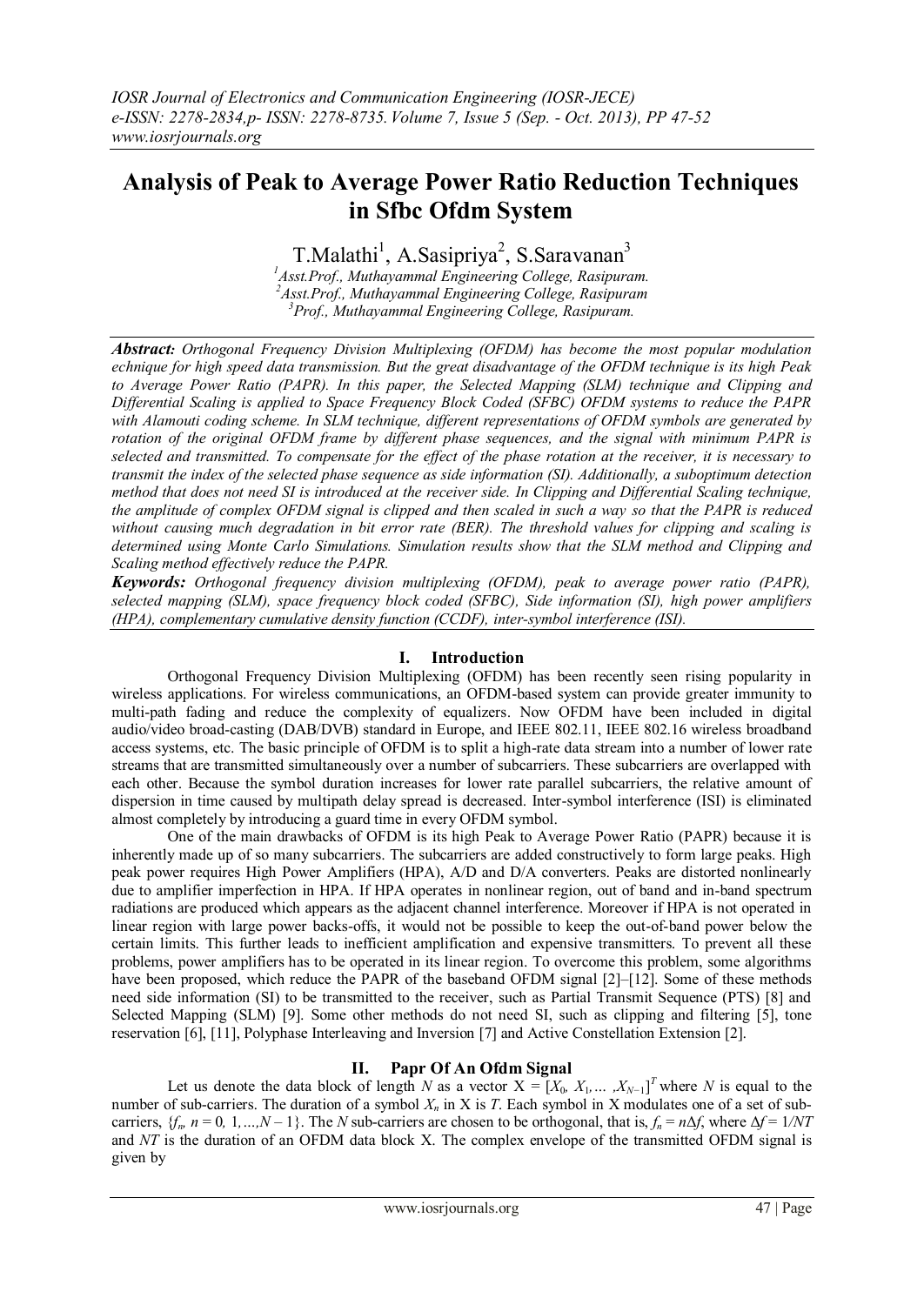# Analysis of Peak to Average Power Ratio Reduction Techniques in Sfbc Ofdm System

T.Malathi[1], A.Sasipriya[2], S.Saravanan[3]

[1]Asst.Prof., Muthayammal Engineering College, Rasipuram.
[2]Asst.Prof., Muthayammal Engineering College, Rasipuram
[3]Prof., Muthayammal Engineering College, Rasipuram.

***Abstract:*** *Orthogonal Frequency Division Multiplexing (OFDM) has become the most popular modulation echnique for high speed data transmission. But the great disadvantage of the OFDM technique is its high Peak to Average Power Ratio (PAPR). In this paper, the Selected Mapping (SLM) technique and Clipping and Differential Scaling is applied to Space Frequency Block Coded (SFBC) OFDM systems to reduce the PAPR with Alamouti coding scheme. In SLM technique, different representations of OFDM symbols are generated by rotation of the original OFDM frame by different phase sequences, and the signal with minimum PAPR is selected and transmitted. To compensate for the effect of the phase rotation at the receiver, it is necessary to transmit the index of the selected phase sequence as side information (SI). Additionally, a suboptimum detection method that does not need SI is introduced at the receiver side. In Clipping and Differential Scaling technique, the amplitude of complex OFDM signal is clipped and then scaled in such a way so that the PAPR is reduced without causing much degradation in bit error rate (BER). The threshold values for clipping and scaling is determined using Monte Carlo Simulations. Simulation results show that the SLM method and Clipping and Scaling method effectively reduce the PAPR.*

***Keywords:*** *Orthogonal frequency division multiplexing (OFDM), peak to average power ratio (PAPR), selected mapping (SLM), space frequency block coded (SFBC), Side information (SI), high power amplifiers (HPA), complementary cumulative density function (CCDF), inter-symbol interference (ISI).*

## I. Introduction

Orthogonal Frequency Division Multiplexing (OFDM) has been recently seen rising popularity in wireless applications. For wireless communications, an OFDM-based system can provide greater immunity to multi-path fading and reduce the complexity of equalizers. Now OFDM have been included in digital audio/video broad-casting (DAB/DVB) standard in Europe, and IEEE 802.11, IEEE 802.16 wireless broadband access systems, etc. The basic principle of OFDM is to split a high-rate data stream into a number of lower rate streams that are transmitted simultaneously over a number of subcarriers. These subcarriers are overlapped with each other. Because the symbol duration increases for lower rate parallel subcarriers, the relative amount of dispersion in time caused by multipath delay spread is decreased. Inter-symbol interference (ISI) is eliminated almost completely by introducing a guard time in every OFDM symbol.

One of the main drawbacks of OFDM is its high Peak to Average Power Ratio (PAPR) because it is inherently made up of so many subcarriers. The subcarriers are added constructively to form large peaks. High peak power requires High Power Amplifiers (HPA), A/D and D/A converters. Peaks are distorted nonlinearly due to amplifier imperfection in HPA. If HPA operates in nonlinear region, out of band and in-band spectrum radiations are produced which appears as the adjacent channel interference. Moreover if HPA is not operated in linear region with large power backs-offs, it would not be possible to keep the out-of-band power below the certain limits. This further leads to inefficient amplification and expensive transmitters. To prevent all these problems, power amplifiers has to be operated in its linear region. To overcome this problem, some algorithms have been proposed, which reduce the PAPR of the baseband OFDM signal [2]–[12]. Some of these methods need side information (SI) to be transmitted to the receiver, such as Partial Transmit Sequence (PTS) [8] and Selected Mapping (SLM) [9]. Some other methods do not need SI, such as clipping and filtering [5], tone reservation [6], [11], Polyphase Interleaving and Inversion [7] and Active Constellation Extension [2].

## II. Papr Of An Ofdm Signal

Let us denote the data block of length $N$ as a vector $X = [X_0, X_1, \ldots, X_{N-1}]^T$ where $N$ is equal to the number of sub-carriers. The duration of a symbol $X_n$ in X is $T$. Each symbol in X modulates one of a set of sub-carriers, $\{f_n, n = 0, 1, \ldots, N-1\}$. The $N$ sub-carriers are chosen to be orthogonal, that is, $f_n = n\Delta f$, where $\Delta f = 1/NT$ and $NT$ is the duration of an OFDM data block X. The complex envelope of the transmitted OFDM signal is given by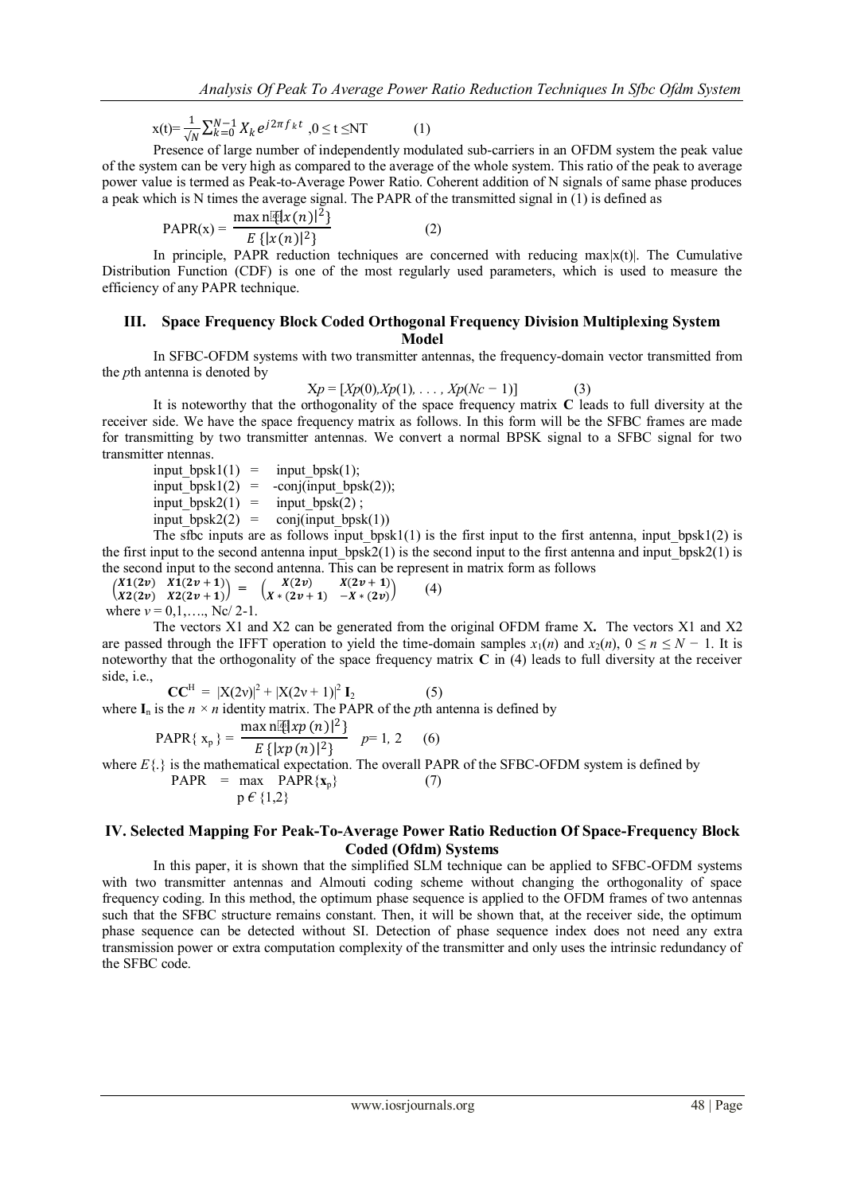$$x(t)=\frac{1}{\sqrt{N}}\sum_{k=0}^{N-1} X_k e^{j2\pi f_k t} ,0 \le t \le NT \qquad (1)$$

Presence of large number of independently modulated sub-carriers in an OFDM system the peak value of the system can be very high as compared to the average of the whole system. This ratio of the peak to average power value is termed as Peak-to-Average Power Ratio. Coherent addition of N signals of same phase produces a peak which is N times the average signal. The PAPR of the transmitted signal in (1) is defined as

$$\text{PAPR}(x) = \frac{\max_n \{|x(n)|^2\}}{E\{|x(n)|^2\}} \qquad (2)$$

In principle, PAPR reduction techniques are concerned with reducing max|x(t)|. The Cumulative Distribution Function (CDF) is one of the most regularly used parameters, which is used to measure the efficiency of any PAPR technique.

## III. Space Frequency Block Coded Orthogonal Frequency Division Multiplexing System Model

In SFBC-OFDM systems with two transmitter antennas, the frequency-domain vector transmitted from the *p*th antenna is denoted by

$$X_p = [X_p(0), X_p(1), \ldots, X_p(N_c - 1)] \qquad (3)$$

It is noteworthy that the orthogonality of the space frequency matrix **C** leads to full diversity at the receiver side. We have the space frequency matrix as follows. In this form will be the SFBC frames are made for transmitting by two transmitter antennas. We convert a normal BPSK signal to a SFBC signal for two transmitter ntennas.

```
input_bpsk1(1)  =   input_bpsk(1);
input_bpsk1(2)  =   -conj(input_bpsk(2));
input_bpsk2(1)  =   input_bpsk(2) ;
input_bpsk2(2)  =   conj(input_bpsk(1))
```

The sfbc inputs are as follows input_bpsk1(1) is the first input to the first antenna, input_bpsk1(2) is the first input to the second antenna input_bpsk2(1) is the second input to the first antenna and input_bpsk2(1) is the second input to the second antenna. This can be represent in matrix form as follows

$$\begin{pmatrix} X1(2v) & X1(2v+1) \\ X2(2v) & X2(2v+1) \end{pmatrix} = \begin{pmatrix} X(2v) & X(2v+1) \\ X*(2v+1) & -X*(2v) \end{pmatrix} \qquad (4)$$

where $v = 0,1,\ldots, Nc/2\text{-}1$.

The vectors X1 and X2 can be generated from the original OFDM frame X**.** The vectors X1 and X2 are passed through the IFFT operation to yield the time-domain samples $x_1(n)$ and $x_2(n)$, $0 \le n \le N - 1$. It is noteworthy that the orthogonality of the space frequency matrix **C** in (4) leads to full diversity at the receiver side, i.e.,

$$\mathbf{CC}^H = |X(2v)|^2 + |X(2v+1)|^2 \, \mathbf{I}_2 \qquad (5)$$

where $\mathbf{I}_n$ is the $n \times n$ identity matrix. The PAPR of the *p*th antenna is defined by

$$\text{PAPR}\{x_p\} = \frac{\max_n \{|xp(n)|^2\}}{E\{|xp(n)|^2\}} \quad p = 1, 2 \qquad (6)$$

where $E\{.\}$ is the mathematical expectation. The overall PAPR of the SFBC-OFDM system is defined by

$$\text{PAPR} = \max_{p \in \{1,2\}} \text{PAPR}\{\mathbf{x}_p\} \qquad (7)$$

## IV. Selected Mapping For Peak-To-Average Power Ratio Reduction Of Space-Frequency Block Coded (Ofdm) Systems

In this paper, it is shown that the simplified SLM technique can be applied to SFBC-OFDM systems with two transmitter antennas and Almouti coding scheme without changing the orthogonality of space frequency coding. In this method, the optimum phase sequence is applied to the OFDM frames of two antennas such that the SFBC structure remains constant. Then, it will be shown that, at the receiver side, the optimum phase sequence can be detected without SI. Detection of phase sequence index does not need any extra transmission power or extra computation complexity of the transmitter and only uses the intrinsic redundancy of the SFBC code.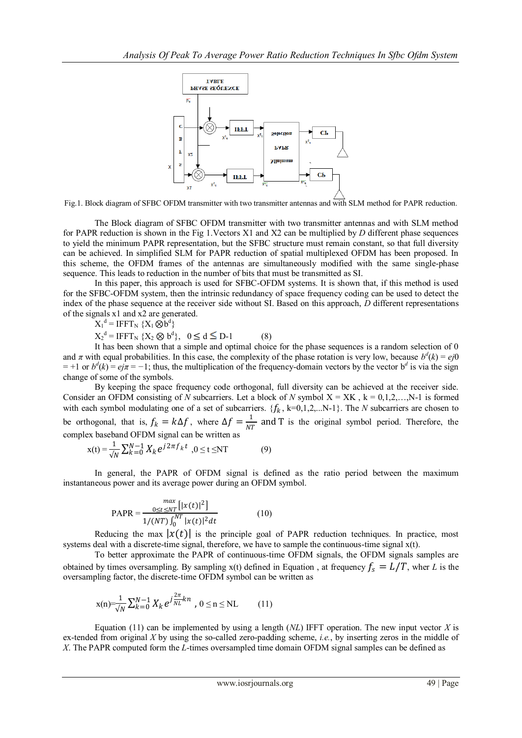Fig.1. Block diagram of SFBC OFDM transmitter with two transmitter antennas and with SLM method for PAPR reduction.

The Block diagram of SFBC OFDM transmitter with two transmitter antennas and with SLM method for PAPR reduction is shown in the Fig 1.Vectors X1 and X2 can be multiplied by *D* different phase sequences to yield the minimum PAPR representation, but the SFBC structure must remain constant, so that full diversity can be achieved. In simplified SLM for PAPR reduction of spatial multiplexed OFDM has been proposed. In this scheme, the OFDM frames of the antennas are simultaneously modified with the same single-phase sequence. This leads to reduction in the number of bits that must be transmitted as SI.

In this paper, this approach is used for SFBC-OFDM systems. It is shown that, if this method is used for the SFBC-OFDM system, then the intrinsic redundancy of space frequency coding can be used to detect the index of the phase sequence at the receiver side without SI. Based on this approach, *D* different representations of the signals x1 and x2 are generated.

$$X_1^d = \text{IFFT}_N \{X_1 \otimes b^d\}$$

$$X_2^d = \text{IFFT}_N \{X_2 \otimes b^d\}, \quad 0 \leq d \leq D-1 \qquad (8)$$

It has been shown that a simple and optimal choice for the phase sequences is a random selection of 0 and $\pi$ with equal probabilities. In this case, the complexity of the phase rotation is very low, because $b^d(k) = ej0 = +1$ or $b^d(k) = ej\pi = -1$; thus, the multiplication of the frequency-domain vectors by the vector $b^d$ is via the sign change of some of the symbols.

By keeping the space frequency code orthogonal, full diversity can be achieved at the receiver side. Consider an OFDM consisting of *N* subcarriers. Let a block of *N* symbol X = XK , k = 0,1,2,…,N-1 is formed with each symbol modulating one of a set of subcarriers. $\{f_k$, k=0,1,2,...N-1}. The *N* subcarriers are chosen to be orthogonal, that is, $f_k = k\Delta f$, where $\Delta f = \frac{1}{NT}$ and T is the original symbol period. Therefore, the complex baseband OFDM signal can be written as

$$x(t) = \frac{1}{\sqrt{N}} \sum_{k=0}^{N-1} X_k e^{j2\pi f_k t}, \quad 0 \leq t \leq NT \qquad (9)$$

In general, the PAPR of OFDM signal is defined as the ratio period between the maximum instantaneous power and its average power during an OFDM symbol.

$$\text{PAPR} = \frac{\max\limits_{0 \leq t \leq NT} \left[|x(t)|^2\right]}{1/(NT) \int_0^{NT} |x(t)|^2 dt} \qquad (10)$$

Reducing the max $|x(t)|$ is the principle goal of PAPR reduction techniques. In practice, most systems deal with a discrete-time signal, therefore, we have to sample the continuous-time signal x(t).

To better approximate the PAPR of continuous-time OFDM signals, the OFDM signals samples are obtained by times oversampling. By sampling x(t) defined in Equation , at frequency $f_s = L/T$, wher *L* is the oversampling factor, the discrete-time OFDM symbol can be written as

$$x(n) = \frac{1}{\sqrt{N}} \sum_{k=0}^{N-1} X_k e^{j\frac{2\pi}{NL}kn}, \quad 0 \leq n \leq NL \qquad (11)$$

Equation (11) can be implemented by using a length (*NL*) IFFT operation. The new input vector *X* is ex-tended from original *X* by using the so-called zero-padding scheme, *i.e.*, by inserting zeros in the middle of *X*. The PAPR computed form the *L*-times oversampled time domain OFDM signal samples can be defined as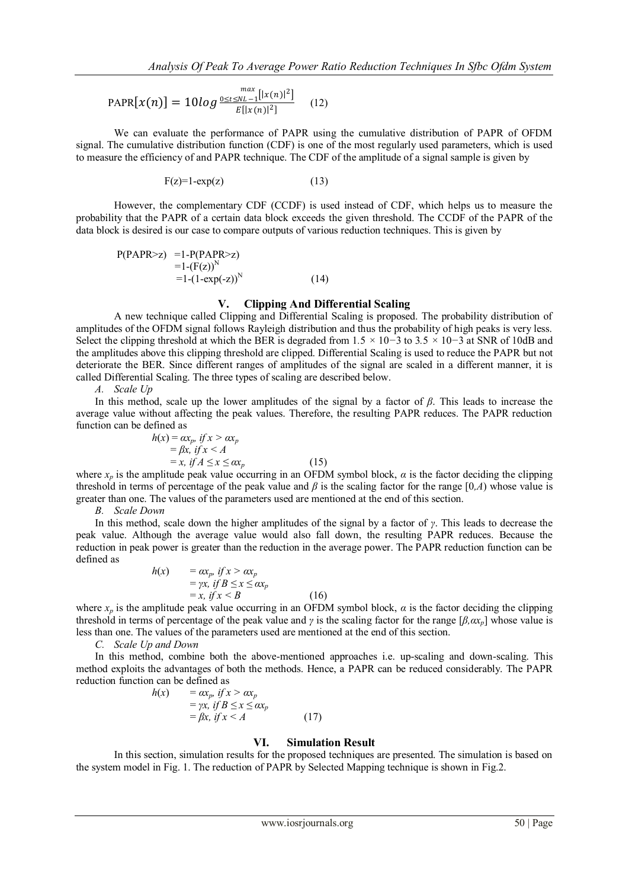$$\text{PAPR}[x(n)] = 10log\frac{\max\limits_{0\leq t\leq NL-1}[|x(n)|^2]}{E[|x(n)|^2]} \quad (12)$$

We can evaluate the performance of PAPR using the cumulative distribution of PAPR of OFDM signal. The cumulative distribution function (CDF) is one of the most regularly used parameters, which is used to measure the efficiency of and PAPR technique. The CDF of the amplitude of a signal sample is given by

$$F(z)=1-\exp(z) \quad (13)$$

However, the complementary CDF (CCDF) is used instead of CDF, which helps us to measure the probability that the PAPR of a certain data block exceeds the given threshold. The CCDF of the PAPR of the data block is desired is our case to compare outputs of various reduction techniques. This is given by

$$\begin{aligned} P(PAPR>z) &= 1-P(PAPR>z) \\ &= 1-(F(z))^N \\ &= 1-(1-\exp(-z))^N \end{aligned} \quad (14)$$

## V. Clipping And Differential Scaling

A new technique called Clipping and Differential Scaling is proposed. The probability distribution of amplitudes of the OFDM signal follows Rayleigh distribution and thus the probability of high peaks is very less. Select the clipping threshold at which the BER is degraded from $1.5 \times 10^{-3}$ to $3.5 \times 10^{-3}$ at SNR of 10dB and the amplitudes above this clipping threshold are clipped. Differential Scaling is used to reduce the PAPR but not deteriorate the BER. Since different ranges of amplitudes of the signal are scaled in a different manner, it is called Differential Scaling. The three types of scaling are described below.

### *A. Scale Up*

In this method, scale up the lower amplitudes of the signal by a factor of $\beta$. This leads to increase the average value without affecting the peak values. Therefore, the resulting PAPR reduces. The PAPR reduction function can be defined as

$$\begin{aligned} h(x) &= \alpha x_p, \text{ if } x > \alpha x_p \\ &= \beta x, \text{ if } x < A \\ &= x, \text{ if } A \leq x \leq \alpha x_p \end{aligned} \quad (15)$$

where $x_p$ is the amplitude peak value occurring in an OFDM symbol block, $\alpha$ is the factor deciding the clipping threshold in terms of percentage of the peak value and $\beta$ is the scaling factor for the range $[0,A)$ whose value is greater than one. The values of the parameters used are mentioned at the end of this section.

### *B. Scale Down*

In this method, scale down the higher amplitudes of the signal by a factor of $\gamma$. This leads to decrease the peak value. Although the average value would also fall down, the resulting PAPR reduces. Because the reduction in peak power is greater than the reduction in the average power. The PAPR reduction function can be defined as

$$\begin{aligned} h(x) &= \alpha x_p, \text{ if } x > \alpha x_p \\ &= \gamma x, \text{ if } B \leq x \leq \alpha x_p \\ &= x, \text{ if } x < B \end{aligned} \quad (16)$$

where $x_p$ is the amplitude peak value occurring in an OFDM symbol block, $\alpha$ is the factor deciding the clipping threshold in terms of percentage of the peak value and $\gamma$ is the scaling factor for the range $[\beta,\alpha x_p]$ whose value is less than one. The values of the parameters used are mentioned at the end of this section.

### *C. Scale Up and Down*

In this method, combine both the above-mentioned approaches i.e. up-scaling and down-scaling. This method exploits the advantages of both the methods. Hence, a PAPR can be reduced considerably. The PAPR reduction function can be defined as

$$\begin{aligned} h(x) &= \alpha x_p, \text{ if } x > \alpha x_p \\ &= \gamma x, \text{ if } B \leq x \leq \alpha x_p \\ &= \beta x, \text{ if } x < A \end{aligned} \quad (17)$$

## VI. Simulation Result

In this section, simulation results for the proposed techniques are presented. The simulation is based on the system model in Fig. 1. The reduction of PAPR by Selected Mapping technique is shown in Fig.2.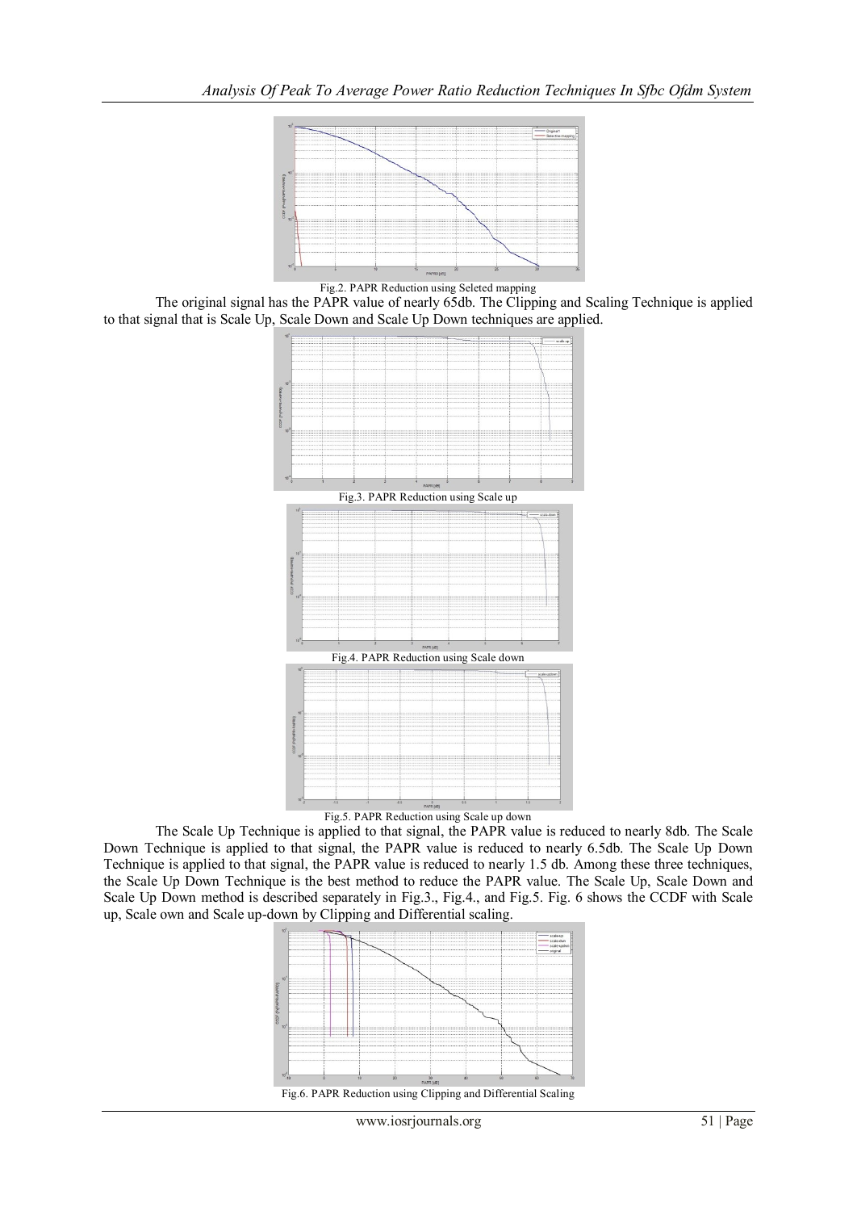Fig.2. PAPR Reduction using Seleted mapping

The original signal has the PAPR value of nearly 65db. The Clipping and Scaling Technique is applied to that signal that is Scale Up, Scale Down and Scale Up Down techniques are applied.

Fig.3. PAPR Reduction using Scale up

Fig.4. PAPR Reduction using Scale down

Fig.5. PAPR Reduction using Scale up down

The Scale Up Technique is applied to that signal, the PAPR value is reduced to nearly 8db. The Scale Down Technique is applied to that signal, the PAPR value is reduced to nearly 6.5db. The Scale Up Down Technique is applied to that signal, the PAPR value is reduced to nearly 1.5 db. Among these three techniques, the Scale Up Down Technique is the best method to reduce the PAPR value. The Scale Up, Scale Down and Scale Up Down method is described separately in Fig.3., Fig.4., and Fig.5. Fig. 6 shows the CCDF with Scale up, Scale own and Scale up-down by Clipping and Differential scaling.

Fig.6. PAPR Reduction using Clipping and Differential Scaling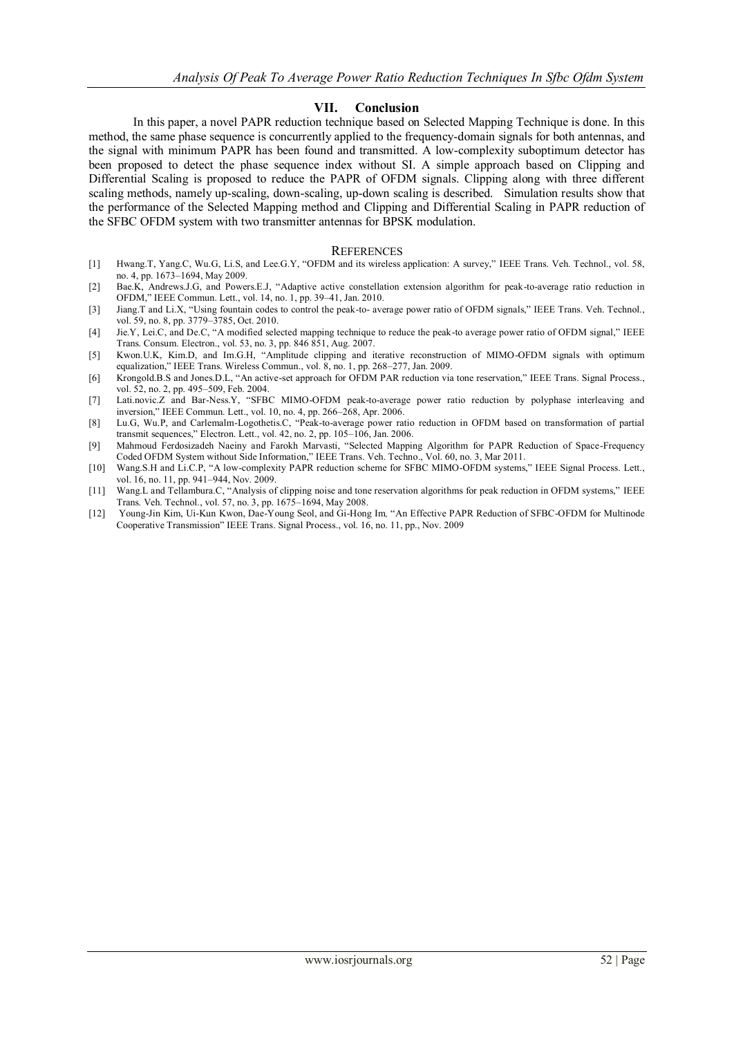## VII. Conclusion

In this paper, a novel PAPR reduction technique based on Selected Mapping Technique is done. In this method, the same phase sequence is concurrently applied to the frequency-domain signals for both antennas, and the signal with minimum PAPR has been found and transmitted. A low-complexity suboptimum detector has been proposed to detect the phase sequence index without SI. A simple approach based on Clipping and Differential Scaling is proposed to reduce the PAPR of OFDM signals. Clipping along with three different scaling methods, namely up-scaling, down-scaling, up-down scaling is described. Simulation results show that the performance of the Selected Mapping method and Clipping and Differential Scaling in PAPR reduction of the SFBC OFDM system with two transmitter antennas for BPSK modulation.

## REFERENCES

[1] Hwang.T, Yang.C, Wu.G, Li.S, and Lee.G.Y, "OFDM and its wireless application: A survey," IEEE Trans. Veh. Technol., vol. 58, no. 4, pp. 1673–1694, May 2009.

[2] Bae.K, Andrews.J.G, and Powers.E.J, "Adaptive active constellation extension algorithm for peak-to-average ratio reduction in OFDM," IEEE Commun. Lett., vol. 14, no. 1, pp. 39–41, Jan. 2010.

[3] Jiang.T and Li.X, "Using fountain codes to control the peak-to- average power ratio of OFDM signals," IEEE Trans. Veh. Technol., vol. 59, no. 8, pp. 3779–3785, Oct. 2010.

[4] Jie.Y, Lei.C, and De.C, "A modified selected mapping technique to reduce the peak-to average power ratio of OFDM signal," IEEE Trans. Consum. Electron., vol. 53, no. 3, pp. 846 851, Aug. 2007.

[5] Kwon.U.K, Kim.D, and Im.G.H, "Amplitude clipping and iterative reconstruction of MIMO-OFDM signals with optimum equalization," IEEE Trans. Wireless Commun., vol. 8, no. 1, pp. 268–277, Jan. 2009.

[6] Krongold.B.S and Jones.D.L, "An active-set approach for OFDM PAR reduction via tone reservation," IEEE Trans. Signal Process., vol. 52, no. 2, pp. 495–509, Feb. 2004.

[7] Lati.novic.Z and Bar-Ness.Y, "SFBC MIMO-OFDM peak-to-average power ratio reduction by polyphase interleaving and inversion," IEEE Commun. Lett., vol. 10, no. 4, pp. 266–268, Apr. 2006.

[8] Lu.G, Wu.P, and Carlemalm-Logothetis.C, "Peak-to-average power ratio reduction in OFDM based on transformation of partial transmit sequences," Electron. Lett., vol. 42, no. 2, pp. 105–106, Jan. 2006.

[9] Mahmoud Ferdosizadeh Naeiny and Farokh Marvasti, "Selected Mapping Algorithm for PAPR Reduction of Space-Frequency Coded OFDM System without Side Information," IEEE Trans. Veh. Techno., Vol. 60, no. 3, Mar 2011.

[10] Wang.S.H and Li.C.P, "A low-complexity PAPR reduction scheme for SFBC MIMO-OFDM systems," IEEE Signal Process. Lett., vol. 16, no. 11, pp. 941–944, Nov. 2009.

[11] Wang.L and Tellambura.C, "Analysis of clipping noise and tone reservation algorithms for peak reduction in OFDM systems," IEEE Trans. Veh. Technol., vol. 57, no. 3, pp. 1675–1694, May 2008.

[12] Young-Jin Kim, Ui-Kun Kwon, Dae-Young Seol, and Gi-Hong Im, "An Effective PAPR Reduction of SFBC-OFDM for Multinode Cooperative Transmission" IEEE Trans. Signal Process., vol. 16, no. 11, pp., Nov. 2009